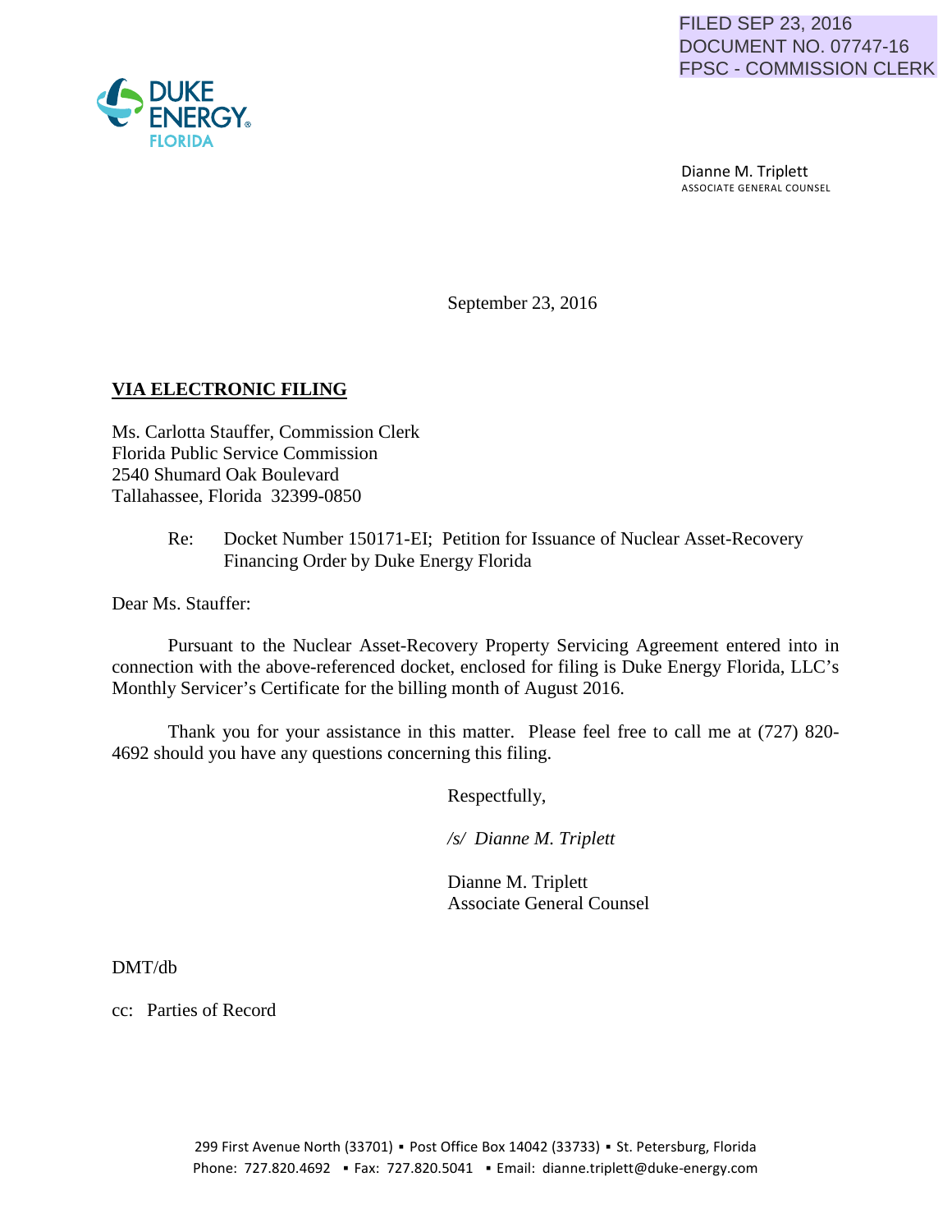FILED SEP 23, 2016
DOCUMENT NO. 07747-16
FPSC - COMMISSION CLERK

DUKE ENERGY FLORIDA

Dianne M. Triplett
ASSOCIATE GENERAL COUNSEL

September 23, 2016

**VIA ELECTRONIC FILING**

Ms. Carlotta Stauffer, Commission Clerk
Florida Public Service Commission
2540 Shumard Oak Boulevard
Tallahassee, Florida 32399-0850

Re: Docket Number 150171-EI; Petition for Issuance of Nuclear Asset-Recovery Financing Order by Duke Energy Florida

Dear Ms. Stauffer:

Pursuant to the Nuclear Asset-Recovery Property Servicing Agreement entered into in connection with the above-referenced docket, enclosed for filing is Duke Energy Florida, LLC's Monthly Servicer's Certificate for the billing month of August 2016.

Thank you for your assistance in this matter. Please feel free to call me at (727) 820-4692 should you have any questions concerning this filing.

Respectfully,

*/s/ Dianne M. Triplett*

Dianne M. Triplett
Associate General Counsel

DMT/db

cc: Parties of Record

299 First Avenue North (33701) ▪ Post Office Box 14042 (33733) ▪ St. Petersburg, Florida
Phone: 727.820.4692 ▪ Fax: 727.820.5041 ▪ Email: dianne.triplett@duke-energy.com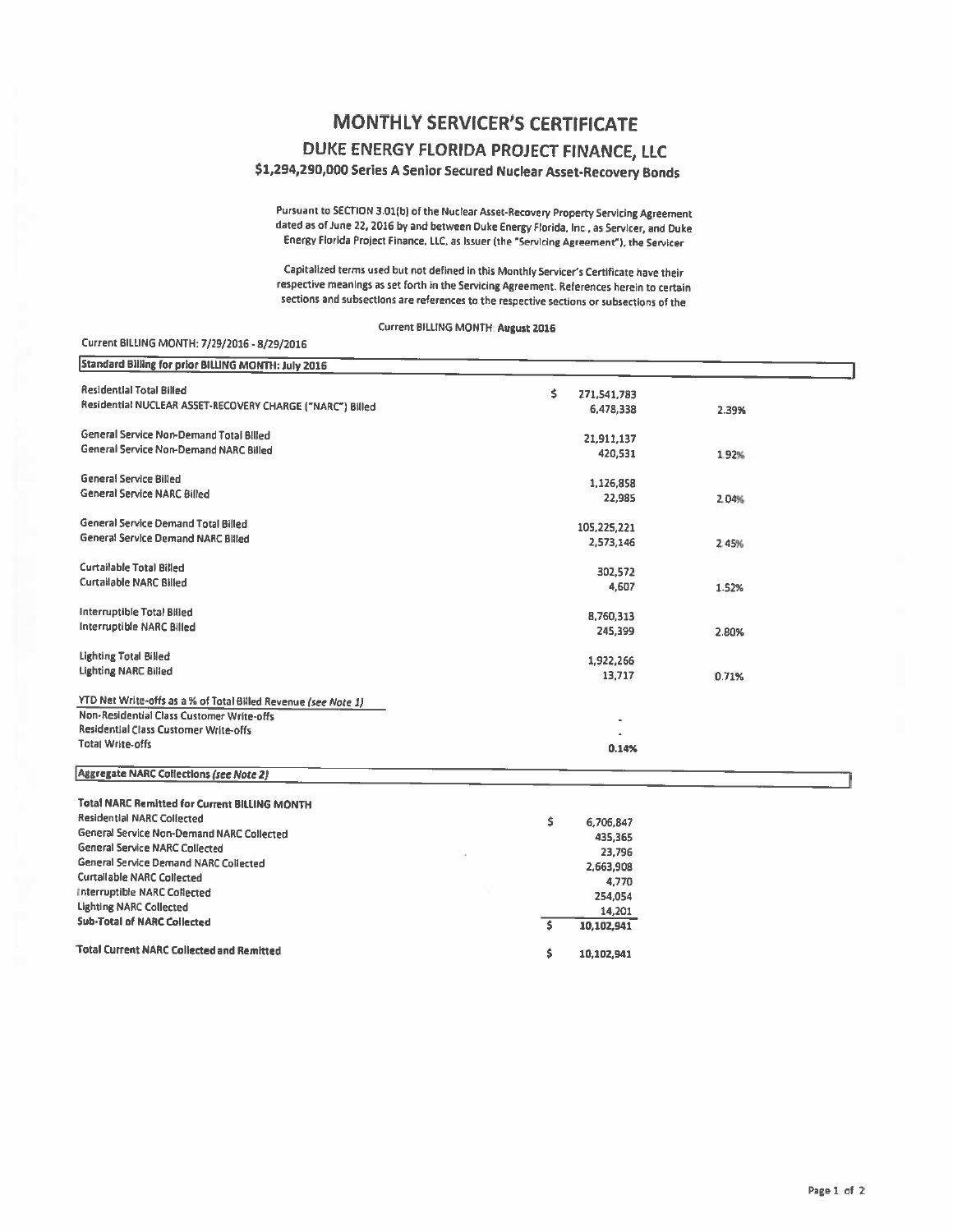# MONTHLY SERVICER'S CERTIFICATE

## DUKE ENERGY FLORIDA PROJECT FINANCE, LLC

### $1,294,290,000 Series A Senior Secured Nuclear Asset-Recovery Bonds

Pursuant to SECTION 3.01(b) of the Nuclear Asset-Recovery Property Servicing Agreement dated as of June 22, 2016 by and between Duke Energy Florida, Inc., as Servicer, and Duke Energy Florida Project Finance, LLC, as Issuer (the "Servicing Agreement"), the Servicer

Capitalized terms used but not defined in this Monthly Servicer's Certificate have their respective meanings as set forth in the Servicing Agreement. References herein to certain sections and subsections are references to the respective sections or subsections of the

Current BILLING MONTH: **August 2016**

Current BILLING MONTH: 7/29/2016 - 8/29/2016

| **Standard Billing for prior BILLING MONTH: July 2016** | | |
|---|---|---|
| Residential Total Billed | $ 271,541,783 | |
| Residential NUCLEAR ASSET-RECOVERY CHARGE ("NARC") Billed | 6,478,338 | 2.39% |
| General Service Non-Demand Total Billed | 21,911,137 | |
| General Service Non-Demand NARC Billed | 420,531 | 1.92% |
| General Service Billed | 1,126,858 | |
| General Service NARC Billed | 22,985 | 2.04% |
| General Service Demand Total Billed | 105,225,221 | |
| General Service Demand NARC Billed | 2,573,146 | 2.45% |
| Curtailable Total Billed | 302,572 | |
| Curtailable NARC Billed | 4,607 | 1.52% |
| Interruptible Total Billed | 8,760,313 | |
| Interruptible NARC Billed | 245,399 | 2.80% |
| Lighting Total Billed | 1,922,266 | |
| Lighting NARC Billed | 13,717 | 0.71% |
| YTD Net Write-offs as a % of Total Billed Revenue *(see Note 1)* | | |
| Non-Residential Class Customer Write-offs | - | |
| Residential Class Customer Write-offs | - | |
| Total Write-offs | 0.14% | |

| **Aggregate NARC Collections *(see Note 2)*** | |
|---|---|
| **Total NARC Remitted for Current BILLING MONTH** | |
| Residential NARC Collected | $ 6,706,847 |
| General Service Non-Demand NARC Collected | 435,365 |
| General Service NARC Collected | 23,796 |
| General Service Demand NARC Collected | 2,663,908 |
| Curtailable NARC Collected | 4,770 |
| Interruptible NARC Collected | 254,054 |
| Lighting NARC Collected | 14,201 |
| **Sub-Total of NARC Collected** | $ 10,102,941 |
| **Total Current NARC Collected and Remitted** | $ 10,102,941 |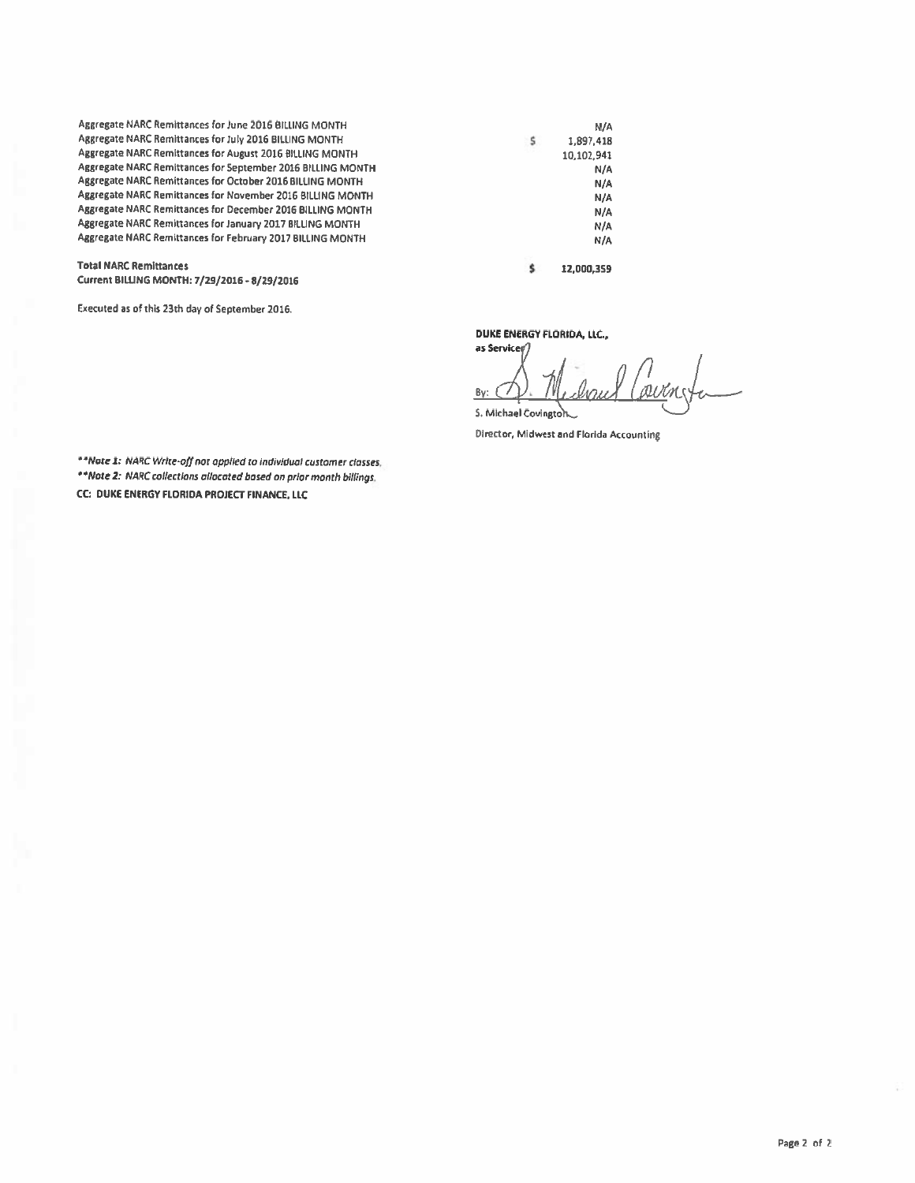| | | |
|---|---|---|
| Aggregate NARC Remittances for June 2016 BILLING MONTH | | N/A |
| Aggregate NARC Remittances for July 2016 BILLING MONTH | $ | 1,897,418 |
| Aggregate NARC Remittances for August 2016 BILLING MONTH | | 10,102,941 |
| Aggregate NARC Remittances for September 2016 BILLING MONTH | | N/A |
| Aggregate NARC Remittances for October 2016 BILLING MONTH | | N/A |
| Aggregate NARC Remittances for November 2016 BILLING MONTH | | N/A |
| Aggregate NARC Remittances for December 2016 BILLING MONTH | | N/A |
| Aggregate NARC Remittances for January 2017 BILLING MONTH | | N/A |
| Aggregate NARC Remittances for February 2017 BILLING MONTH | | N/A |
| **Total NARC Remittances** | $ | 12,000,359 |
| **Current BILLING MONTH: 7/29/2016 - 8/29/2016** | | |

Executed as of this 23th day of September 2016.

**DUKE ENERGY FLORIDA, LLC.,**
**as Servicer**

By: S. Michael Covington

S. Michael Covington
Director, Midwest and Florida Accounting

***\*Note 1:** NARC Write-off not applied to individual customer classes.*
***\*Note 2:** NARC collections allocated based on prior month billings.*

**CC: DUKE ENERGY FLORIDA PROJECT FINANCE, LLC**